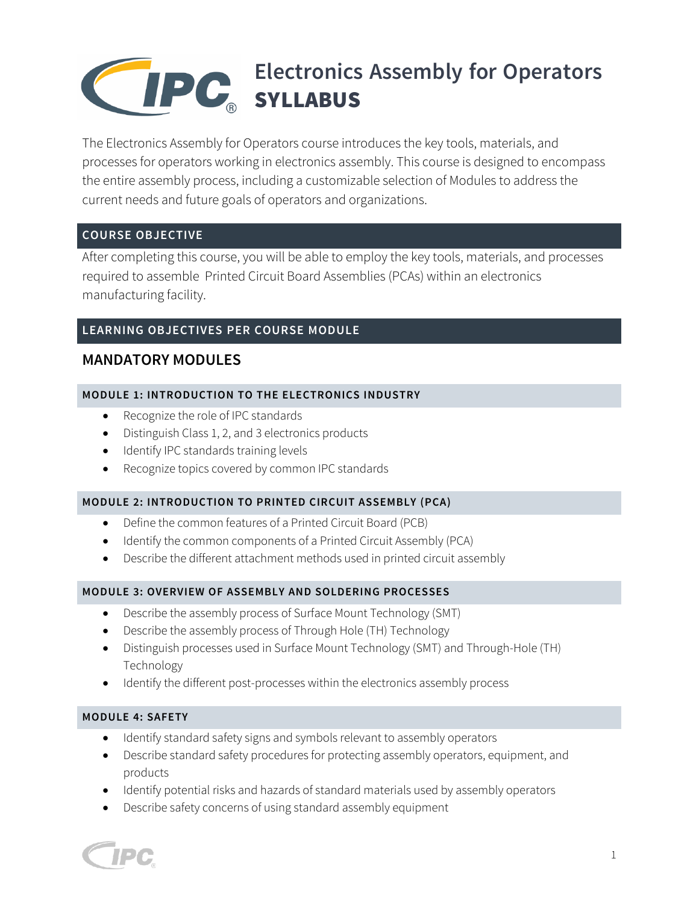# Electronics Assembly for Operators
# SYLLABUS

The Electronics Assembly for Operators course introduces the key tools, materials, and processes for operators working in electronics assembly. This course is designed to encompass the entire assembly process, including a customizable selection of Modules to address the current needs and future goals of operators and organizations.

## COURSE OBJECTIVE

After completing this course, you will be able to employ the key tools, materials, and processes required to assemble Printed Circuit Board Assemblies (PCAs) within an electronics manufacturing facility.

## LEARNING OBJECTIVES PER COURSE MODULE

### MANDATORY MODULES

#### MODULE 1: INTRODUCTION TO THE ELECTRONICS INDUSTRY

- Recognize the role of IPC standards
- Distinguish Class 1, 2, and 3 electronics products
- Identify IPC standards training levels
- Recognize topics covered by common IPC standards

#### MODULE 2: INTRODUCTION TO PRINTED CIRCUIT ASSEMBLY (PCA)

- Define the common features of a Printed Circuit Board (PCB)
- Identify the common components of a Printed Circuit Assembly (PCA)
- Describe the different attachment methods used in printed circuit assembly

#### MODULE 3: OVERVIEW OF ASSEMBLY AND SOLDERING PROCESSES

- Describe the assembly process of Surface Mount Technology (SMT)
- Describe the assembly process of Through Hole (TH) Technology
- Distinguish processes used in Surface Mount Technology (SMT) and Through-Hole (TH) Technology
- Identify the different post-processes within the electronics assembly process

#### MODULE 4: SAFETY

- Identify standard safety signs and symbols relevant to assembly operators
- Describe standard safety procedures for protecting assembly operators, equipment, and products
- Identify potential risks and hazards of standard materials used by assembly operators
- Describe safety concerns of using standard assembly equipment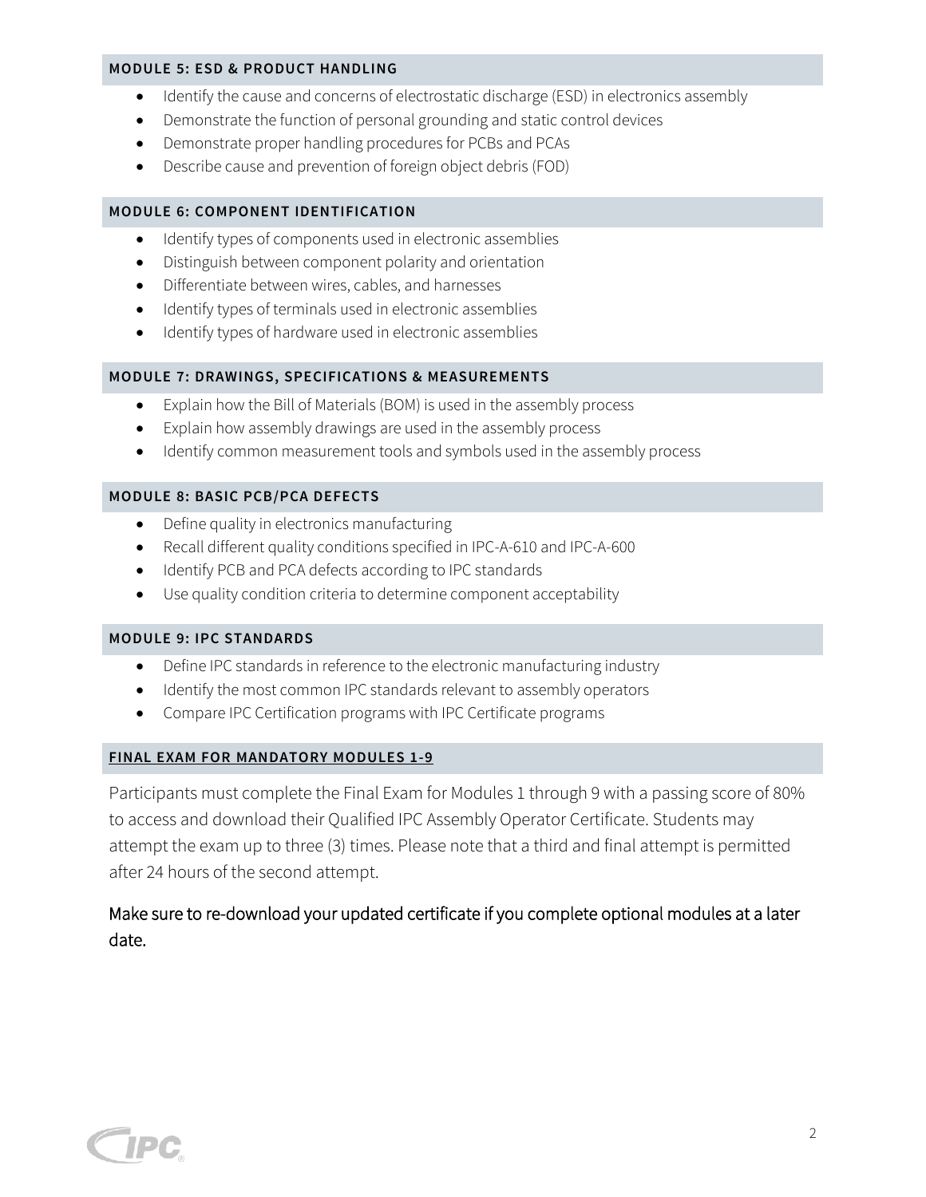### MODULE 5: ESD & PRODUCT HANDLING

- Identify the cause and concerns of electrostatic discharge (ESD) in electronics assembly
- Demonstrate the function of personal grounding and static control devices
- Demonstrate proper handling procedures for PCBs and PCAs
- Describe cause and prevention of foreign object debris (FOD)

### MODULE 6: COMPONENT IDENTIFICATION

- Identify types of components used in electronic assemblies
- Distinguish between component polarity and orientation
- Differentiate between wires, cables, and harnesses
- Identify types of terminals used in electronic assemblies
- Identify types of hardware used in electronic assemblies

### MODULE 7: DRAWINGS, SPECIFICATIONS & MEASUREMENTS

- Explain how the Bill of Materials (BOM) is used in the assembly process
- Explain how assembly drawings are used in the assembly process
- Identify common measurement tools and symbols used in the assembly process

### MODULE 8: BASIC PCB/PCA DEFECTS

- Define quality in electronics manufacturing
- Recall different quality conditions specified in IPC-A-610 and IPC-A-600
- Identify PCB and PCA defects according to IPC standards
- Use quality condition criteria to determine component acceptability

### MODULE 9: IPC STANDARDS

- Define IPC standards in reference to the electronic manufacturing industry
- Identify the most common IPC standards relevant to assembly operators
- Compare IPC Certification programs with IPC Certificate programs

### FINAL EXAM FOR MANDATORY MODULES 1-9

Participants must complete the Final Exam for Modules 1 through 9 with a passing score of 80% to access and download their Qualified IPC Assembly Operator Certificate. Students may attempt the exam up to three (3) times. Please note that a third and final attempt is permitted after 24 hours of the second attempt.

Make sure to re-download your updated certificate if you complete optional modules at a later date.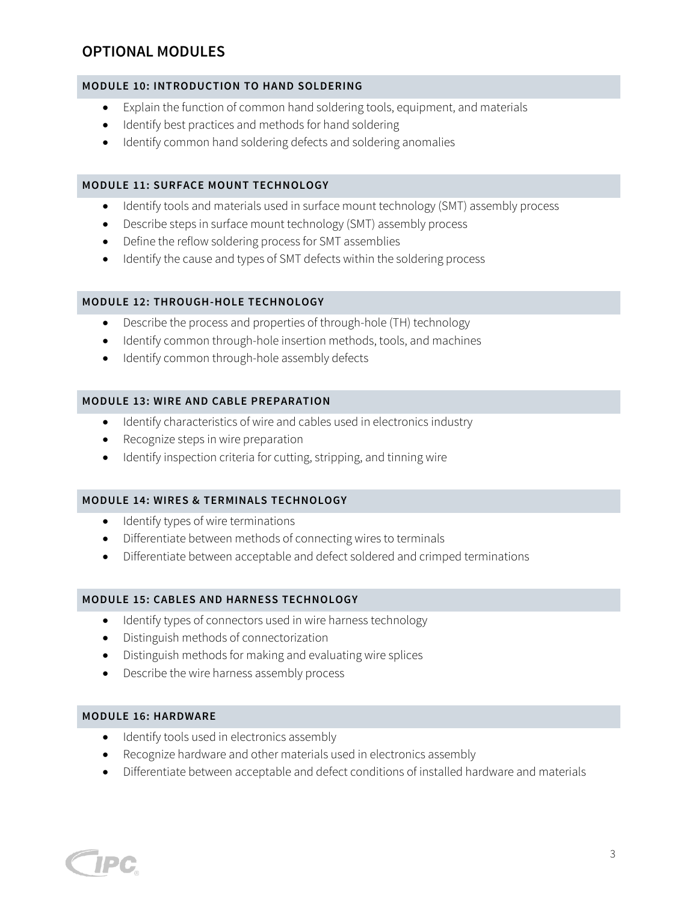# OPTIONAL MODULES

### MODULE 10: INTRODUCTION TO HAND SOLDERING

- Explain the function of common hand soldering tools, equipment, and materials
- Identify best practices and methods for hand soldering
- Identify common hand soldering defects and soldering anomalies

### MODULE 11: SURFACE MOUNT TECHNOLOGY

- Identify tools and materials used in surface mount technology (SMT) assembly process
- Describe steps in surface mount technology (SMT) assembly process
- Define the reflow soldering process for SMT assemblies
- Identify the cause and types of SMT defects within the soldering process

### MODULE 12: THROUGH-HOLE TECHNOLOGY

- Describe the process and properties of through-hole (TH) technology
- Identify common through-hole insertion methods, tools, and machines
- Identify common through-hole assembly defects

### MODULE 13: WIRE AND CABLE PREPARATION

- Identify characteristics of wire and cables used in electronics industry
- Recognize steps in wire preparation
- Identify inspection criteria for cutting, stripping, and tinning wire

### MODULE 14: WIRES & TERMINALS TECHNOLOGY

- Identify types of wire terminations
- Differentiate between methods of connecting wires to terminals
- Differentiate between acceptable and defect soldered and crimped terminations

### MODULE 15: CABLES AND HARNESS TECHNOLOGY

- Identify types of connectors used in wire harness technology
- Distinguish methods of connectorization
- Distinguish methods for making and evaluating wire splices
- Describe the wire harness assembly process

### MODULE 16: HARDWARE

- Identify tools used in electronics assembly
- Recognize hardware and other materials used in electronics assembly
- Differentiate between acceptable and defect conditions of installed hardware and materials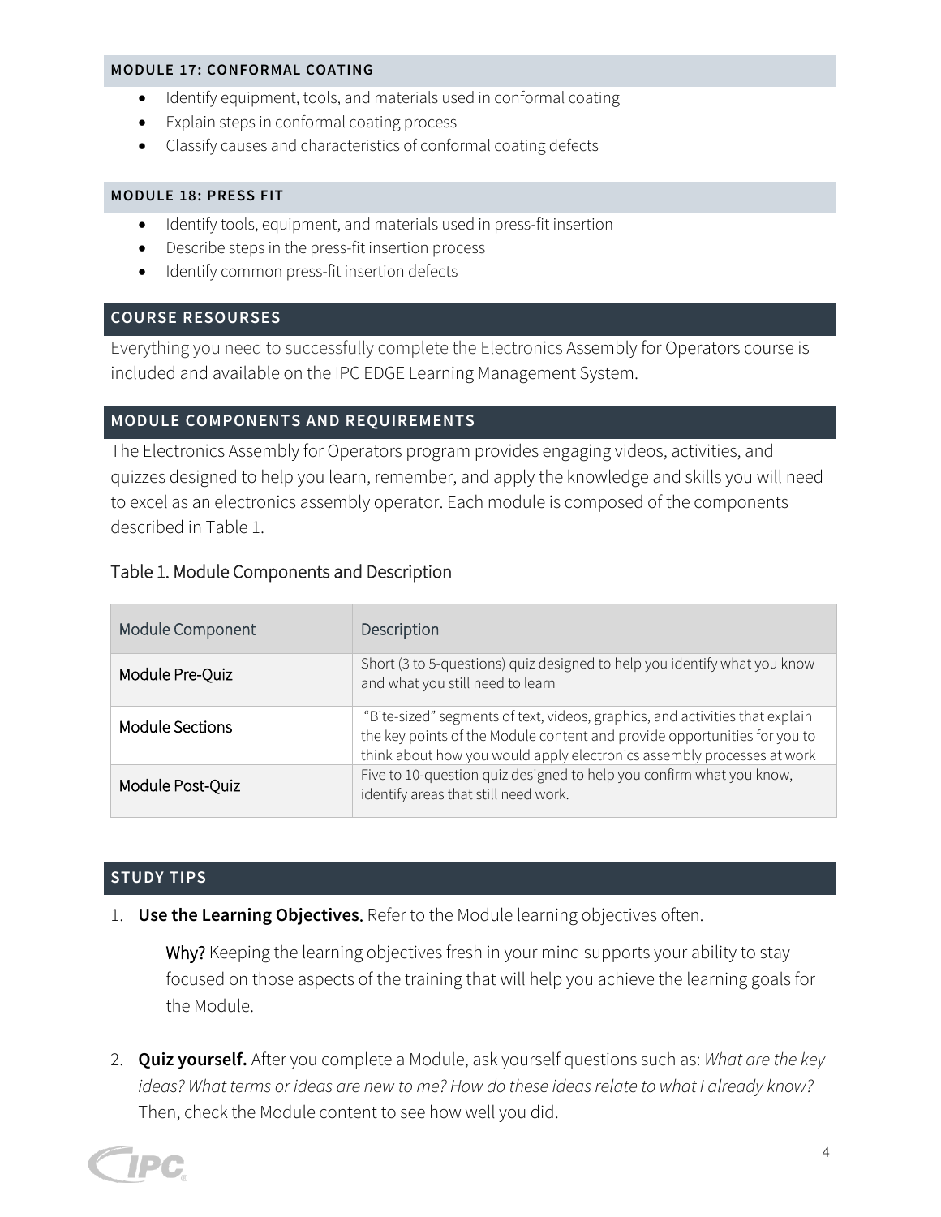### MODULE 17: CONFORMAL COATING

- Identify equipment, tools, and materials used in conformal coating
- Explain steps in conformal coating process
- Classify causes and characteristics of conformal coating defects

### MODULE 18: PRESS FIT

- Identify tools, equipment, and materials used in press-fit insertion
- Describe steps in the press-fit insertion process
- Identify common press-fit insertion defects

## COURSE RESOURSES

Everything you need to successfully complete the Electronics Assembly for Operators course is included and available on the IPC EDGE Learning Management System.

## MODULE COMPONENTS AND REQUIREMENTS

The Electronics Assembly for Operators program provides engaging videos, activities, and quizzes designed to help you learn, remember, and apply the knowledge and skills you will need to excel as an electronics assembly operator. Each module is composed of the components described in Table 1.

Table 1. Module Components and Description

| Module Component | Description |
| --- | --- |
| Module Pre-Quiz | Short (3 to 5-questions) quiz designed to help you identify what you know and what you still need to learn |
| Module Sections | "Bite-sized" segments of text, videos, graphics, and activities that explain the key points of the Module content and provide opportunities for you to think about how you would apply electronics assembly processes at work |
| Module Post-Quiz | Five to 10-question quiz designed to help you confirm what you know, identify areas that still need work. |

## STUDY TIPS

1. **Use the Learning Objectives.** Refer to the Module learning objectives often.

   Why? Keeping the learning objectives fresh in your mind supports your ability to stay focused on those aspects of the training that will help you achieve the learning goals for the Module.

2. **Quiz yourself.** After you complete a Module, ask yourself questions such as: *What are the key ideas? What terms or ideas are new to me? How do these ideas relate to what I already know?* Then, check the Module content to see how well you did.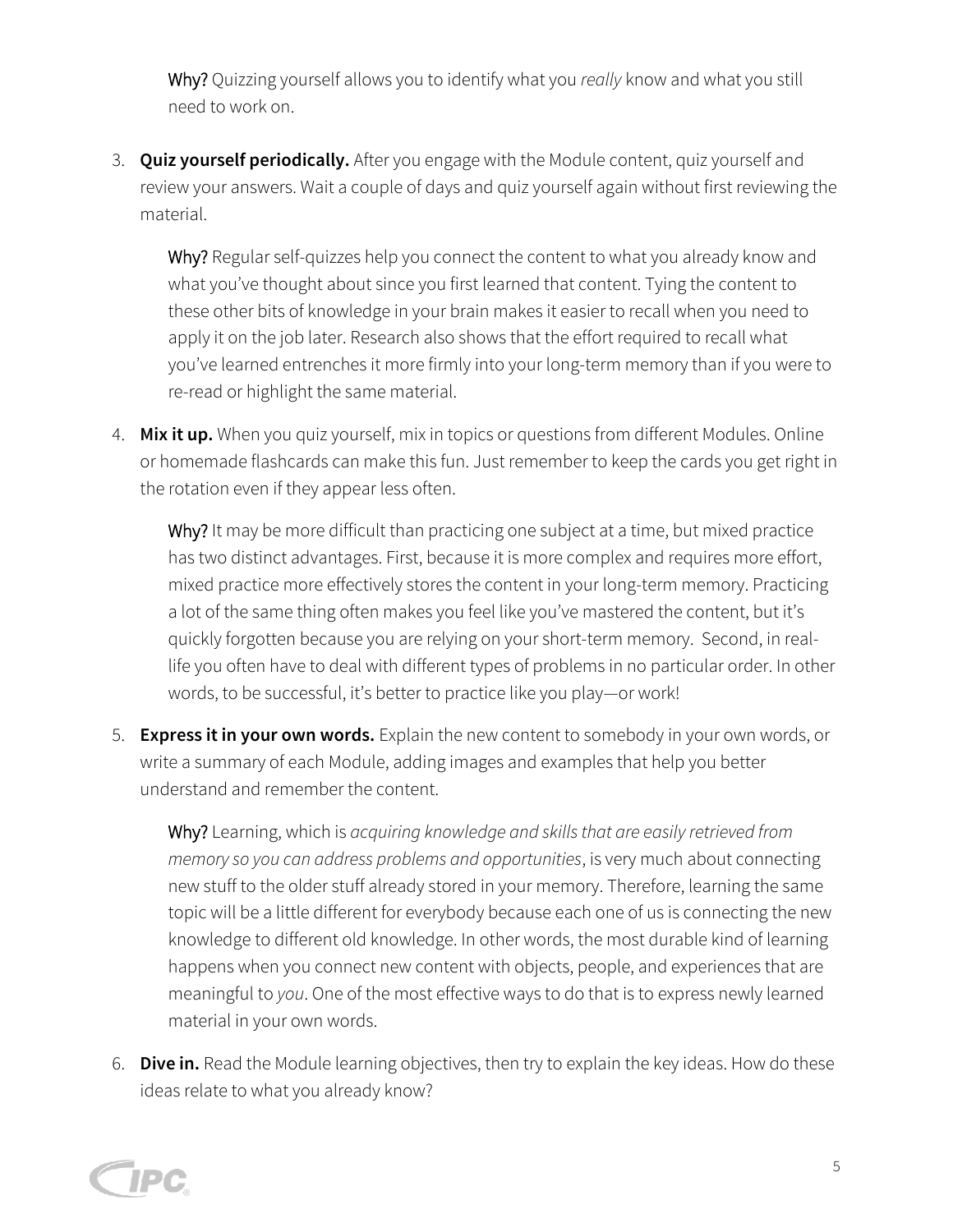**Why?** Quizzing yourself allows you to identify what you *really* know and what you still need to work on.

3. **Quiz yourself periodically.** After you engage with the Module content, quiz yourself and review your answers. Wait a couple of days and quiz yourself again without first reviewing the material.

   **Why?** Regular self-quizzes help you connect the content to what you already know and what you've thought about since you first learned that content. Tying the content to these other bits of knowledge in your brain makes it easier to recall when you need to apply it on the job later. Research also shows that the effort required to recall what you've learned entrenches it more firmly into your long-term memory than if you were to re-read or highlight the same material.

4. **Mix it up.** When you quiz yourself, mix in topics or questions from different Modules. Online or homemade flashcards can make this fun. Just remember to keep the cards you get right in the rotation even if they appear less often.

   **Why?** It may be more difficult than practicing one subject at a time, but mixed practice has two distinct advantages. First, because it is more complex and requires more effort, mixed practice more effectively stores the content in your long-term memory. Practicing a lot of the same thing often makes you feel like you've mastered the content, but it's quickly forgotten because you are relying on your short-term memory. Second, in real-life you often have to deal with different types of problems in no particular order. In other words, to be successful, it's better to practice like you play—or work!

5. **Express it in your own words.** Explain the new content to somebody in your own words, or write a summary of each Module, adding images and examples that help you better understand and remember the content.

   **Why?** Learning, which is *acquiring knowledge and skills that are easily retrieved from memory so you can address problems and opportunities*, is very much about connecting new stuff to the older stuff already stored in your memory. Therefore, learning the same topic will be a little different for everybody because each one of us is connecting the new knowledge to different old knowledge. In other words, the most durable kind of learning happens when you connect new content with objects, people, and experiences that are meaningful to *you*. One of the most effective ways to do that is to express newly learned material in your own words.

6. **Dive in.** Read the Module learning objectives, then try to explain the key ideas. How do these ideas relate to what you already know?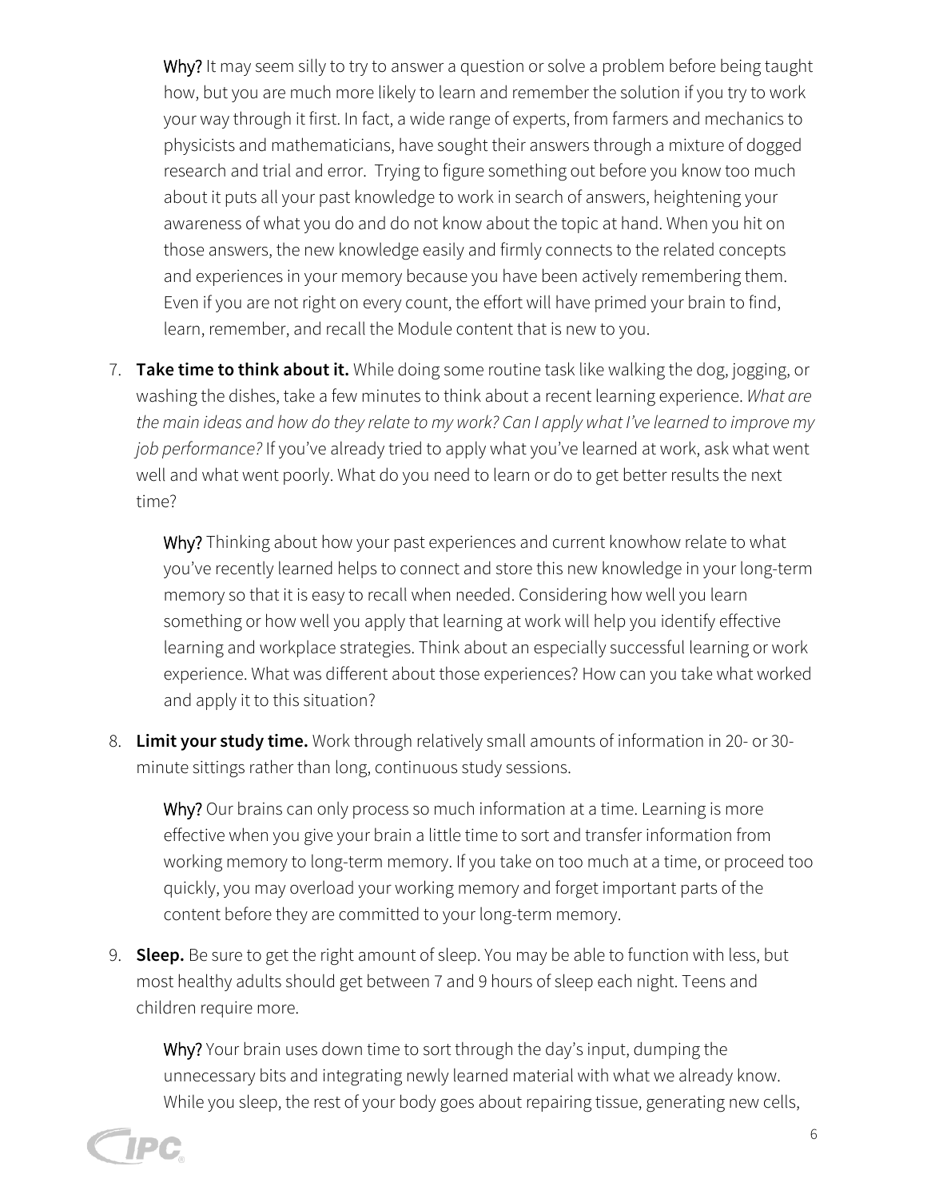**Why?** It may seem silly to try to answer a question or solve a problem before being taught how, but you are much more likely to learn and remember the solution if you try to work your way through it first. In fact, a wide range of experts, from farmers and mechanics to physicists and mathematicians, have sought their answers through a mixture of dogged research and trial and error. Trying to figure something out before you know too much about it puts all your past knowledge to work in search of answers, heightening your awareness of what you do and do not know about the topic at hand. When you hit on those answers, the new knowledge easily and firmly connects to the related concepts and experiences in your memory because you have been actively remembering them. Even if you are not right on every count, the effort will have primed your brain to find, learn, remember, and recall the Module content that is new to you.

7. **Take time to think about it.** While doing some routine task like walking the dog, jogging, or washing the dishes, take a few minutes to think about a recent learning experience. *What are the main ideas and how do they relate to my work? Can I apply what I've learned to improve my job performance?* If you've already tried to apply what you've learned at work, ask what went well and what went poorly. What do you need to learn or do to get better results the next time?

   **Why?** Thinking about how your past experiences and current knowhow relate to what you've recently learned helps to connect and store this new knowledge in your long-term memory so that it is easy to recall when needed. Considering how well you learn something or how well you apply that learning at work will help you identify effective learning and workplace strategies. Think about an especially successful learning or work experience. What was different about those experiences? How can you take what worked and apply it to this situation?

8. **Limit your study time.** Work through relatively small amounts of information in 20- or 30-minute sittings rather than long, continuous study sessions.

   **Why?** Our brains can only process so much information at a time. Learning is more effective when you give your brain a little time to sort and transfer information from working memory to long-term memory. If you take on too much at a time, or proceed too quickly, you may overload your working memory and forget important parts of the content before they are committed to your long-term memory.

9. **Sleep.** Be sure to get the right amount of sleep. You may be able to function with less, but most healthy adults should get between 7 and 9 hours of sleep each night. Teens and children require more.

   **Why?** Your brain uses down time to sort through the day's input, dumping the unnecessary bits and integrating newly learned material with what we already know. While you sleep, the rest of your body goes about repairing tissue, generating new cells,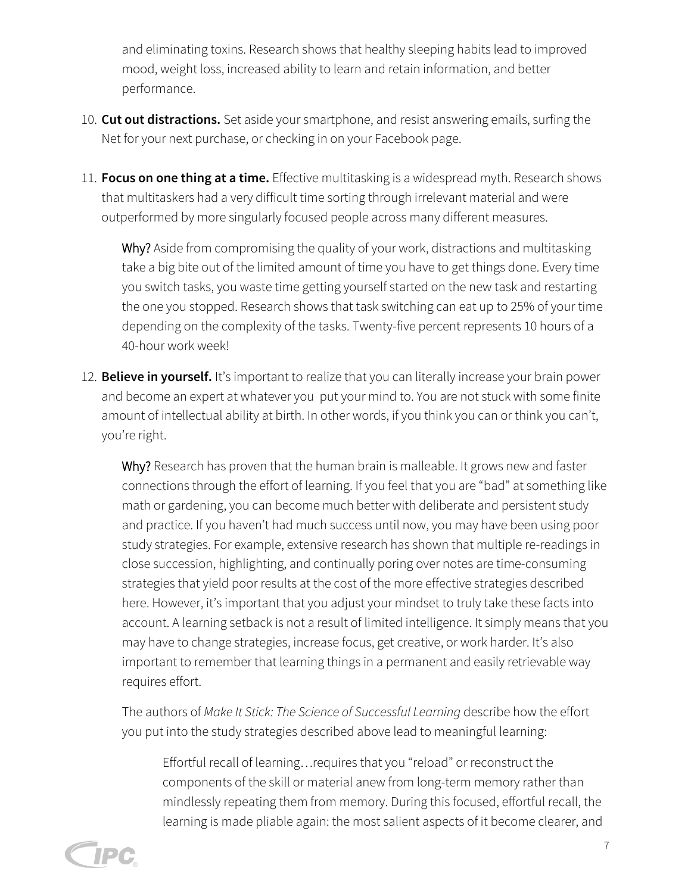and eliminating toxins. Research shows that healthy sleeping habits lead to improved mood, weight loss, increased ability to learn and retain information, and better performance.

10. **Cut out distractions.** Set aside your smartphone, and resist answering emails, surfing the Net for your next purchase, or checking in on your Facebook page.

11. **Focus on one thing at a time.** Effective multitasking is a widespread myth. Research shows that multitaskers had a very difficult time sorting through irrelevant material and were outperformed by more singularly focused people across many different measures.

    Why? Aside from compromising the quality of your work, distractions and multitasking take a big bite out of the limited amount of time you have to get things done. Every time you switch tasks, you waste time getting yourself started on the new task and restarting the one you stopped. Research shows that task switching can eat up to 25% of your time depending on the complexity of the tasks. Twenty-five percent represents 10 hours of a 40-hour work week!

12. **Believe in yourself.** It's important to realize that you can literally increase your brain power and become an expert at whatever you put your mind to. You are not stuck with some finite amount of intellectual ability at birth. In other words, if you think you can or think you can't, you're right.

    Why? Research has proven that the human brain is malleable. It grows new and faster connections through the effort of learning. If you feel that you are "bad" at something like math or gardening, you can become much better with deliberate and persistent study and practice. If you haven't had much success until now, you may have been using poor study strategies. For example, extensive research has shown that multiple re-readings in close succession, highlighting, and continually poring over notes are time-consuming strategies that yield poor results at the cost of the more effective strategies described here. However, it's important that you adjust your mindset to truly take these facts into account. A learning setback is not a result of limited intelligence. It simply means that you may have to change strategies, increase focus, get creative, or work harder. It's also important to remember that learning things in a permanent and easily retrievable way requires effort.

    The authors of *Make It Stick: The Science of Successful Learning* describe how the effort you put into the study strategies described above lead to meaningful learning:

    > Effortful recall of learning…requires that you "reload" or reconstruct the components of the skill or material anew from long-term memory rather than mindlessly repeating them from memory. During this focused, effortful recall, the learning is made pliable again: the most salient aspects of it become clearer, and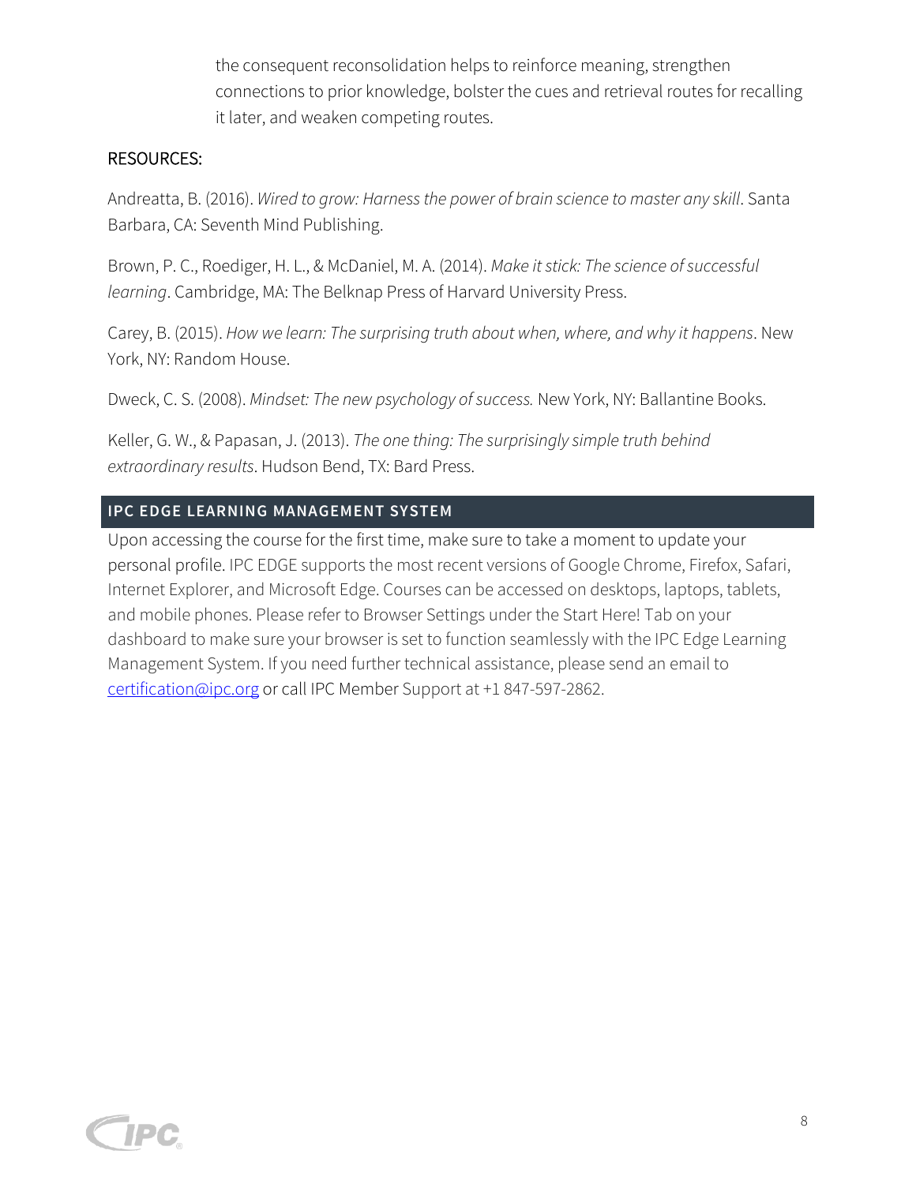the consequent reconsolidation helps to reinforce meaning, strengthen connections to prior knowledge, bolster the cues and retrieval routes for recalling it later, and weaken competing routes.

## RESOURCES:

Andreatta, B. (2016). *Wired to grow: Harness the power of brain science to master any skill*. Santa Barbara, CA: Seventh Mind Publishing.

Brown, P. C., Roediger, H. L., & McDaniel, M. A. (2014). *Make it stick: The science of successful learning*. Cambridge, MA: The Belknap Press of Harvard University Press.

Carey, B. (2015). *How we learn: The surprising truth about when, where, and why it happens*. New York, NY: Random House.

Dweck, C. S. (2008). *Mindset: The new psychology of success.* New York, NY: Ballantine Books.

Keller, G. W., & Papasan, J. (2013). *The one thing: The surprisingly simple truth behind extraordinary results*. Hudson Bend, TX: Bard Press.

## IPC EDGE LEARNING MANAGEMENT SYSTEM

Upon accessing the course for the first time, make sure to take a moment to update your personal profile. IPC EDGE supports the most recent versions of Google Chrome, Firefox, Safari, Internet Explorer, and Microsoft Edge. Courses can be accessed on desktops, laptops, tablets, and mobile phones. Please refer to Browser Settings under the Start Here! Tab on your dashboard to make sure your browser is set to function seamlessly with the IPC Edge Learning Management System. If you need further technical assistance, please send an email to certification@ipc.org or call IPC Member Support at +1 847-597-2862.